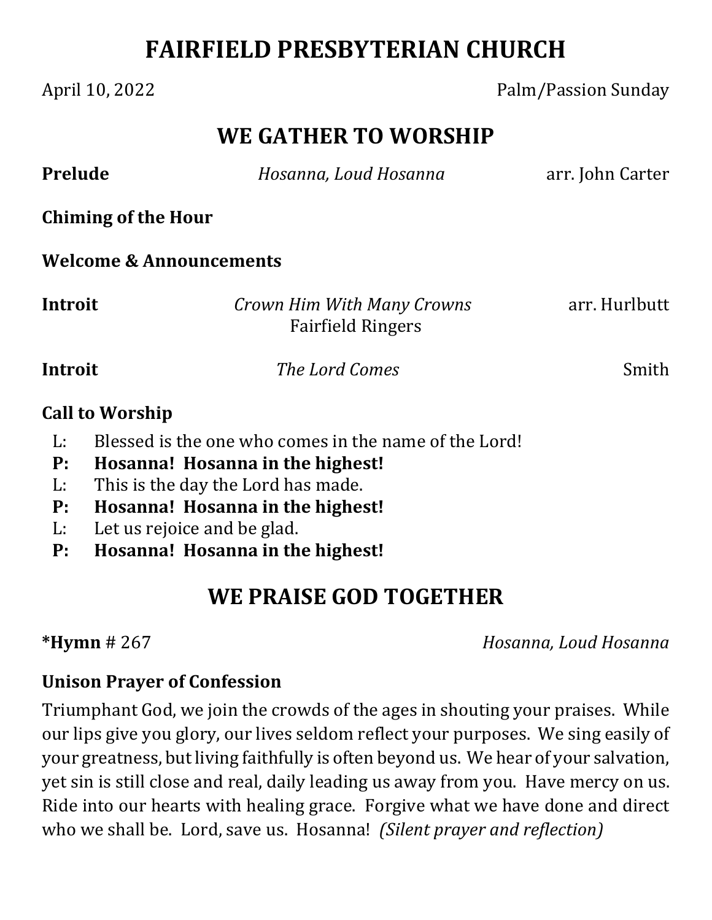# FAIRFIELD PRESBYTERIAN CHURCH

April 10, 2022 Palm/Passion Sunday

## WE GATHER TO WORSHIP

**Prelude** *Hosanna, Loud Hosanna* arr. John Carter

**Chiming of the Hour**

**Welcome & Announcements**

**Introit** *Crown Him With Many Crowns* arr. Hurlbutt
Fairfield Ringers

**Introit** *The Lord Comes* Smith

**Call to Worship**

L: Blessed is the one who comes in the name of the Lord!
**P: Hosanna! Hosanna in the highest!**
L: This is the day the Lord has made.
**P: Hosanna! Hosanna in the highest!**
L: Let us rejoice and be glad.
**P: Hosanna! Hosanna in the highest!**

## WE PRAISE GOD TOGETHER

***Hymn** # 267 *Hosanna, Loud Hosanna*

**Unison Prayer of Confession**

Triumphant God, we join the crowds of the ages in shouting your praises. While our lips give you glory, our lives seldom reflect your purposes. We sing easily of your greatness, but living faithfully is often beyond us. We hear of your salvation, yet sin is still close and real, daily leading us away from you. Have mercy on us. Ride into our hearts with healing grace. Forgive what we have done and direct who we shall be. Lord, save us. Hosanna! *(Silent prayer and reflection)*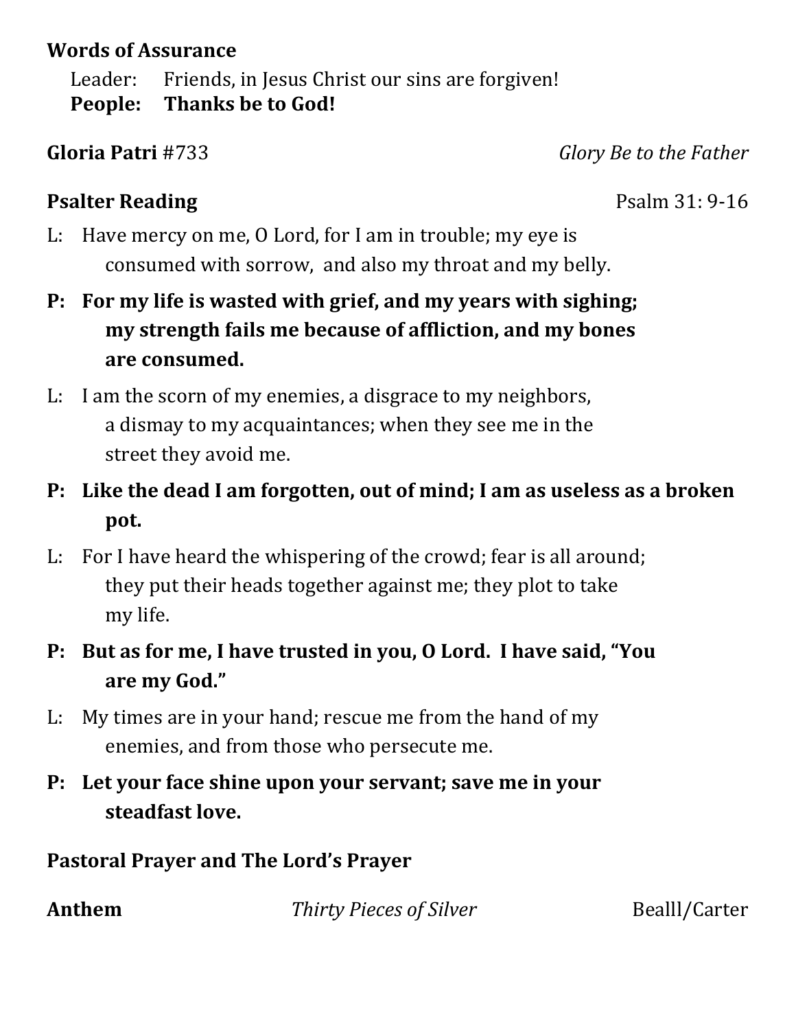**Words of Assurance**

Leader: Friends, in Jesus Christ our sins are forgiven!
**People: Thanks be to God!**

**Gloria Patri** #733 *Glory Be to the Father*

**Psalter Reading** Psalm 31: 9-16

L: Have mercy on me, O Lord, for I am in trouble; my eye is consumed with sorrow, and also my throat and my belly.

**P: For my life is wasted with grief, and my years with sighing; my strength fails me because of affliction, and my bones are consumed.**

L: I am the scorn of my enemies, a disgrace to my neighbors, a dismay to my acquaintances; when they see me in the street they avoid me.

**P: Like the dead I am forgotten, out of mind; I am as useless as a broken pot.**

L: For I have heard the whispering of the crowd; fear is all around; they put their heads together against me; they plot to take my life.

**P: But as for me, I have trusted in you, O Lord. I have said, "You are my God."**

L: My times are in your hand; rescue me from the hand of my enemies, and from those who persecute me.

**P: Let your face shine upon your servant; save me in your steadfast love.**

**Pastoral Prayer and The Lord's Prayer**

**Anthem** *Thirty Pieces of Silver* Bealll/Carter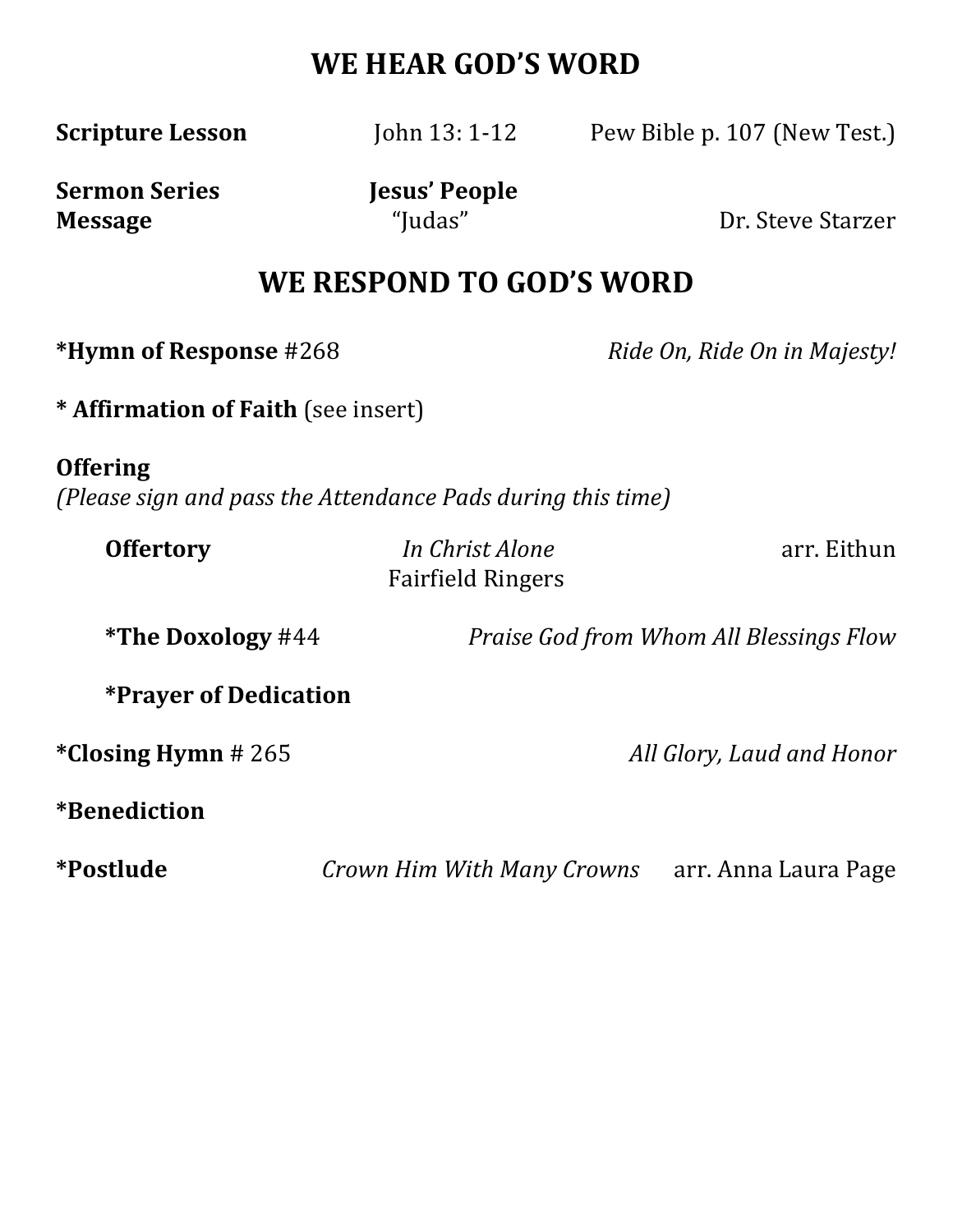## WE HEAR GOD'S WORD

**Scripture Lesson** John 13: 1-12 Pew Bible p. 107 (New Test.)

**Sermon Series** **Jesus' People**
**Message** "Judas" Dr. Steve Starzer

## WE RESPOND TO GOD'S WORD

***Hymn of Response** #268 *Ride On, Ride On in Majesty!*

*** Affirmation of Faith** (see insert)

**Offering**
*(Please sign and pass the Attendance Pads during this time)*

**Offertory** *In Christ Alone* arr. Eithun
Fairfield Ringers

***The Doxology** #44 *Praise God from Whom All Blessings Flow*

***Prayer of Dedication**

***Closing Hymn** # 265 *All Glory, Laud and Honor*

***Benediction**

***Postlude** *Crown Him With Many Crowns* arr. Anna Laura Page